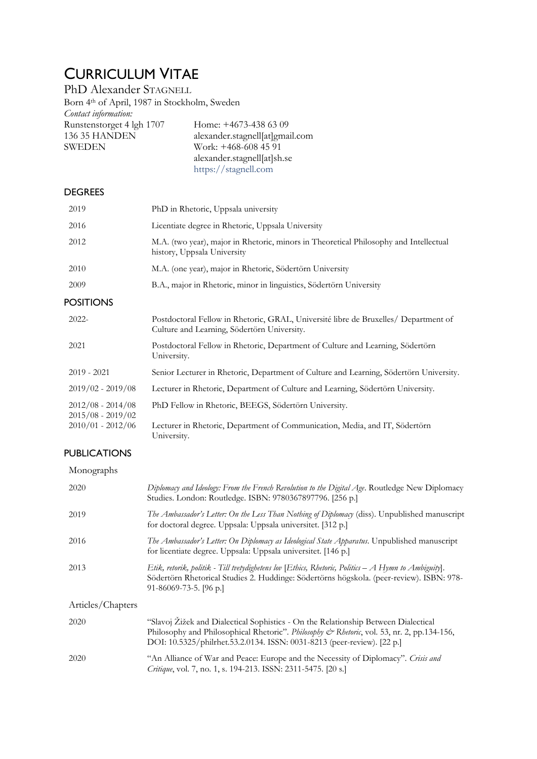# CURRICULUM VITAE

PhD Alexander STAGNELL

Born 4th of April, 1987 in Stockholm, Sweden

*Contact information:*

| | |
|---|---|
| Runstenstorget 4 lgh 1707 | Home: +4673-438 63 09 |
| 136 35 HANDEN | alexander.stagnell[at]gmail.com |
| SWEDEN | Work: +468-608 45 91 |
| | alexander.stagnell[at]sh.se |
| | https://stagnell.com |

## DEGREES

| | |
|---|---|
| 2019 | PhD in Rhetoric, Uppsala university |
| 2016 | Licentiate degree in Rhetoric, Uppsala University |
| 2012 | M.A. (two year), major in Rhetoric, minors in Theoretical Philosophy and Intellectual history, Uppsala University |
| 2010 | M.A. (one year), major in Rhetoric, Södertörn University |
| 2009 | B.A., major in Rhetoric, minor in linguistics, Södertörn University |

## POSITIONS

| | |
|---|---|
| 2022- | Postdoctoral Fellow in Rhetoric, GRAL, Université libre de Bruxelles/ Department of Culture and Learning, Södertörn University. |
| 2021 | Postdoctoral Fellow in Rhetoric, Department of Culture and Learning, Södertörn University. |
| 2019 - 2021 | Senior Lecturer in Rhetoric, Department of Culture and Learning, Södertörn University. |
| 2019/02 - 2019/08 | Lecturer in Rhetoric, Department of Culture and Learning, Södertörn University. |
| 2012/08 - 2014/08<br>2015/08 - 2019/02 | PhD Fellow in Rhetoric, BEEGS, Södertörn University. |
| 2010/01 - 2012/06 | Lecturer in Rhetoric, Department of Communication, Media, and IT, Södertörn University. |

## PUBLICATIONS

### Monographs

| | |
|---|---|
| 2020 | *Diplomacy and Ideology: From the French Revolution to the Digital Age*. Routledge New Diplomacy Studies. London: Routledge. ISBN: 9780367897796. [256 p.] |
| 2019 | *The Ambassador's Letter: On the Less Than Nothing of Diplomacy* (diss). Unpublished manuscript for doctoral degree. Uppsala: Uppsala universitet. [312 p.] |
| 2016 | *The Ambassador's Letter: On Diplomacy as Ideological State Apparatus*. Unpublished manuscript for licentiate degree. Uppsala: Uppsala universitet. [146 p.] |
| 2013 | *Etik, retorik, politik - Till tvetydighetens lov* [*Ethics, Rhetoric, Politics – A Hymn to Ambiguity*]. Södertörn Rhetorical Studies 2. Huddinge: Södertörns högskola. (peer-review). ISBN: 978-91-86069-73-5. [96 p.] |

### Articles/Chapters

| | |
|---|---|
| 2020 | "Slavoj Žižek and Dialectical Sophistics - On the Relationship Between Dialectical Philosophy and Philosophical Rhetoric". *Philosophy & Rhetoric*, vol. 53, nr. 2, pp.134-156, DOI: 10.5325/philrhet.53.2.0134. ISSN: 0031-8213 (peer-review). [22 p.] |
| 2020 | "An Alliance of War and Peace: Europe and the Necessity of Diplomacy". *Crisis and Critique*, vol. 7, no. 1, s. 194-213. ISSN: 2311-5475. [20 s.] |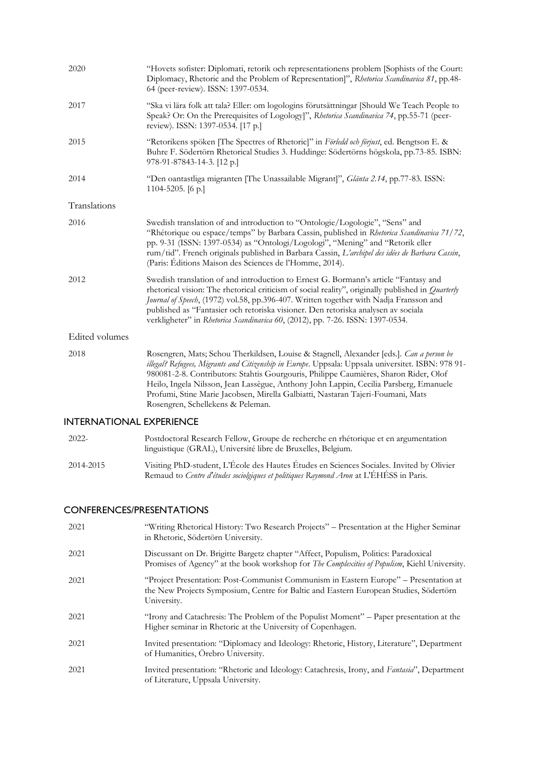| | |
|---|---|
| 2020 | "Hovets sofister: Diplomati, retorik och representationens problem [Sophists of the Court: Diplomacy, Rhetoric and the Problem of Representation]", *Rhetorica Scandinavica 81*, pp.48-64 (peer-review). ISSN: 1397-0534. |
| 2017 | "Ska vi lära folk att tala? Eller: om logologins förutsättningar [Should We Teach People to Speak? Or: On the Prerequisites of Logology]", *Rhetorica Scandinavica 74*, pp.55-71 (peer-review). ISSN: 1397-0534. [17 p.] |
| 2015 | "Retorikens spöken [The Spectres of Rhetoric]" in *Förledd och förjust*, ed. Bengtson E. & Buhre F. Södertörn Rhetorical Studies 3. Huddinge: Södertörns högskola, pp.73-85. ISBN: 978-91-87843-14-3. [12 p.] |
| 2014 | "Den oantastliga migranten [The Unassailable Migrant]", *Glänta 2.14*, pp.77-83. ISSN: 1104-5205. [6 p.] |

Translations

| | |
|---|---|
| 2016 | Swedish translation of and introduction to "Ontologie/Logologie", "Sens" and "Rhétorique ou espace/temps" by Barbara Cassin, published in *Rhetorica Scandinavica 71/72*, pp. 9-31 (ISSN: 1397-0534) as "Ontologi/Logologi", "Mening" and "Retorik eller rum/tid". French originals published in Barbara Cassin, *L'archipel des idées de Barbara Cassin*, (Paris: Éditions Maison des Sciences de l'Homme, 2014). |
| 2012 | Swedish translation of and introduction to Ernest G. Bormann's article "Fantasy and rhetorical vision: The rhetorical criticism of social reality", originally published in *Quarterly Journal of Speech*, (1972) vol.58, pp.396-407. Written together with Nadja Fransson and published as "Fantasier och retoriska visioner. Den retoriska analysen av sociala verkligheter" in *Rhetorica Scandinavica 60*, (2012), pp. 7-26. ISSN: 1397-0534. |

Edited volumes

| | |
|---|---|
| 2018 | Rosengren, Mats; Schou Therkildsen, Louise & Stagnell, Alexander [eds.]. *Can a person be illegal? Refugees, Migrants and Citizenship in Europe*. Uppsala: Uppsala universitet. ISBN: 978 91-980081-2-8. Contributors: Stathis Gourgouris, Philippe Caumières, Sharon Rider, Olof Heilo, Ingela Nilsson, Jean Lassègue, Anthony John Lappin, Cecilia Parsberg, Emanuele Profumi, Stine Marie Jacobsen, Mirella Galbiatti, Nastaran Tajeri-Foumani, Mats Rosengren, Schellekens & Peleman. |

## INTERNATIONAL EXPERIENCE

| | |
|---|---|
| 2022- | Postdoctoral Research Fellow, Groupe de recherche en rhétorique et en argumentation linguistique (GRAL), Université libre de Bruxelles, Belgium. |
| 2014-2015 | Visiting PhD-student, L'École des Hautes Études en Sciences Sociales. Invited by Olivier Remaud to *Centre d'études sociolgiques et politiques Raymond Aron* at L'ÉHÉSS in Paris. |

## CONFERENCES/PRESENTATIONS

| | |
|---|---|
| 2021 | "Writing Rhetorical History: Two Research Projects" – Presentation at the Higher Seminar in Rhetoric, Södertörn University. |
| 2021 | Discussant on Dr. Brigitte Bargetz chapter "Affect, Populism, Politics: Paradoxical Promises of Agency" at the book workshop for *The Complexities of Populism*, Kiehl University. |
| 2021 | "Project Presentation: Post-Communist Communism in Eastern Europe" – Presentation at the New Projects Symposium, Centre for Baltic and Eastern European Studies, Södertörn University. |
| 2021 | "Irony and Catachresis: The Problem of the Populist Moment" – Paper presentation at the Higher seminar in Rhetoric at the University of Copenhagen. |
| 2021 | Invited presentation: "Diplomacy and Ideology: Rhetoric, History, Literature", Department of Humanities, Örebro University. |
| 2021 | Invited presentation: "Rhetoric and Ideology: Catachresis, Irony, and *Fantasia*", Department of Literature, Uppsala University. |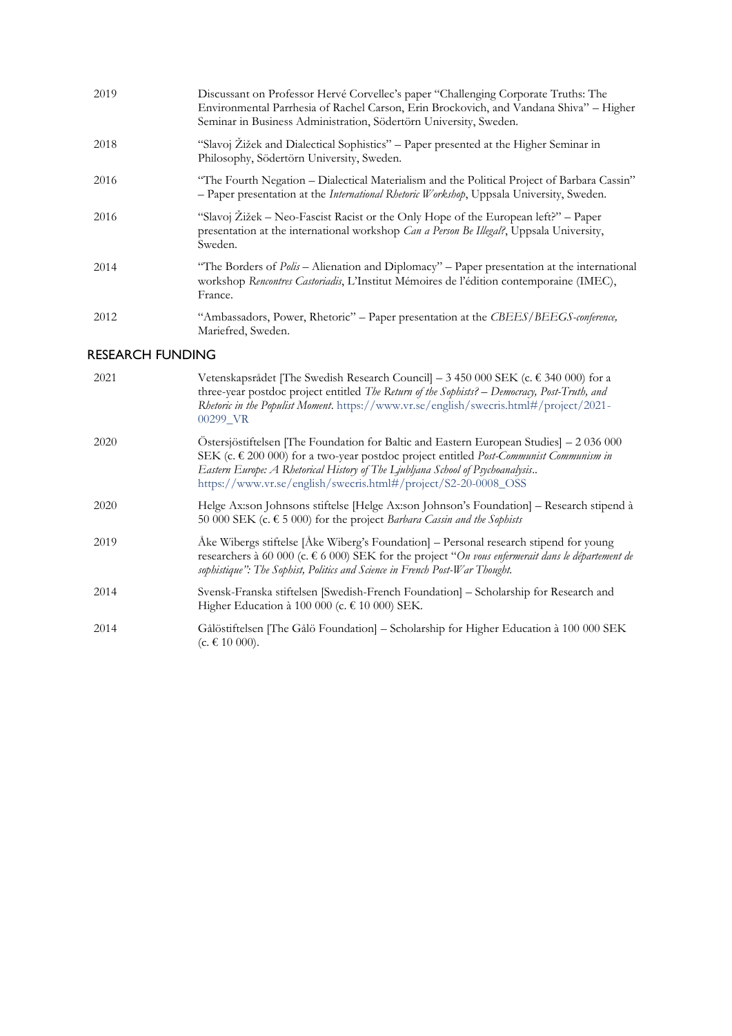2019 Discussant on Professor Hervé Corvellec's paper "Challenging Corporate Truths: The Environmental Parrhesia of Rachel Carson, Erin Brockovich, and Vandana Shiva" – Higher Seminar in Business Administration, Södertörn University, Sweden.

2018 "Slavoj Žižek and Dialectical Sophistics" – Paper presented at the Higher Seminar in Philosophy, Södertörn University, Sweden.

2016 "The Fourth Negation – Dialectical Materialism and the Political Project of Barbara Cassin" – Paper presentation at the *International Rhetoric Workshop*, Uppsala University, Sweden.

2016 "Slavoj Žižek – Neo-Fascist Racist or the Only Hope of the European left?" – Paper presentation at the international workshop *Can a Person Be Illegal?*, Uppsala University, Sweden.

2014 "The Borders of *Polis* – Alienation and Diplomacy" – Paper presentation at the international workshop *Rencontres Castoriadis*, L'Institut Mémoires de l'édition contemporaine (IMEC), France.

2012 "Ambassadors, Power, Rhetoric" – Paper presentation at the *CBEES/BEEGS-conference,* Mariefred, Sweden.

## RESEARCH FUNDING

2021 Vetenskapsrådet [The Swedish Research Council] – 3 450 000 SEK (c. € 340 000) for a three-year postdoc project entitled *The Return of the Sophists? – Democracy, Post-Truth, and Rhetoric in the Populist Moment*. https://www.vr.se/english/swecris.html#/project/2021-00299_VR

2020 Östersjöstiftelsen [The Foundation for Baltic and Eastern European Studies] – 2 036 000 SEK (c. € 200 000) for a two-year postdoc project entitled *Post-Communist Communism in Eastern Europe: A Rhetorical History of The Ljubljana School of Psychoanalysis*.. https://www.vr.se/english/swecris.html#/project/S2-20-0008_OSS

2020 Helge Ax:son Johnsons stiftelse [Helge Ax:son Johnson's Foundation] – Research stipend à 50 000 SEK (c. € 5 000) for the project *Barbara Cassin and the Sophists*

2019 Åke Wibergs stiftelse [Åke Wiberg's Foundation] – Personal research stipend for young researchers à 60 000 (c. € 6 000) SEK for the project "*On vous enfermerait dans le département de sophistique": The Sophist, Politics and Science in French Post-War Thought.*

2014 Svensk-Franska stiftelsen [Swedish-French Foundation] – Scholarship for Research and Higher Education à 100 000 (c. € 10 000) SEK.

2014 Gålöstiftelsen [The Gålö Foundation] – Scholarship for Higher Education à 100 000 SEK (c. € 10 000).